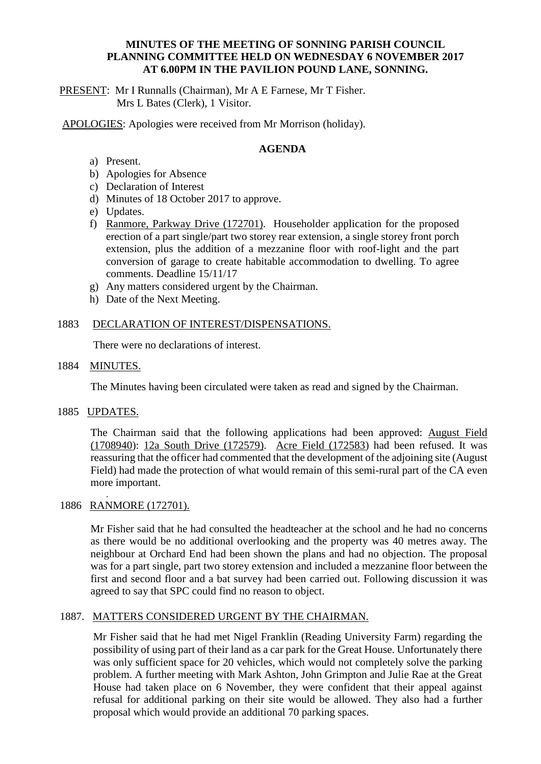**MINUTES OF THE MEETING OF SONNING PARISH COUNCIL PLANNING COMMITTEE HELD ON WEDNESDAY 6 NOVEMBER 2017 AT 6.00PM IN THE PAVILION POUND LANE, SONNING.**

PRESENT: Mr I Runnalls (Chairman), Mr A E Farnese, Mr T Fisher. Mrs L Bates (Clerk), 1 Visitor.

APOLOGIES: Apologies were received from Mr Morrison (holiday).

**AGENDA**

a) Present.
b) Apologies for Absence
c) Declaration of Interest
d) Minutes of 18 October 2017 to approve.
e) Updates.
f) Ranmore, Parkway Drive (172701). Householder application for the proposed erection of a part single/part two storey rear extension, a single storey front porch extension, plus the addition of a mezzanine floor with roof-light and the part conversion of garage to create habitable accommodation to dwelling. To agree comments. Deadline 15/11/17
g) Any matters considered urgent by the Chairman.
h) Date of the Next Meeting.

1883 DECLARATION OF INTEREST/DISPENSATIONS.

There were no declarations of interest.

1884 MINUTES.

The Minutes having been circulated were taken as read and signed by the Chairman.

1885 UPDATES.

The Chairman said that the following applications had been approved: August Field (1708940): 12a South Drive (172579). Acre Field (172583) had been refused. It was reassuring that the officer had commented that the development of the adjoining site (August Field) had made the protection of what would remain of this semi-rural part of the CA even more important.

1886 RANMORE (172701).

Mr Fisher said that he had consulted the headteacher at the school and he had no concerns as there would be no additional overlooking and the property was 40 metres away. The neighbour at Orchard End had been shown the plans and had no objection. The proposal was for a part single, part two storey extension and included a mezzanine floor between the first and second floor and a bat survey had been carried out. Following discussion it was agreed to say that SPC could find no reason to object.

1887. MATTERS CONSIDERED URGENT BY THE CHAIRMAN.

Mr Fisher said that he had met Nigel Franklin (Reading University Farm) regarding the possibility of using part of their land as a car park for the Great House. Unfortunately there was only sufficient space for 20 vehicles, which would not completely solve the parking problem. A further meeting with Mark Ashton, John Grimpton and Julie Rae at the Great House had taken place on 6 November, they were confident that their appeal against refusal for additional parking on their site would be allowed. They also had a further proposal which would provide an additional 70 parking spaces.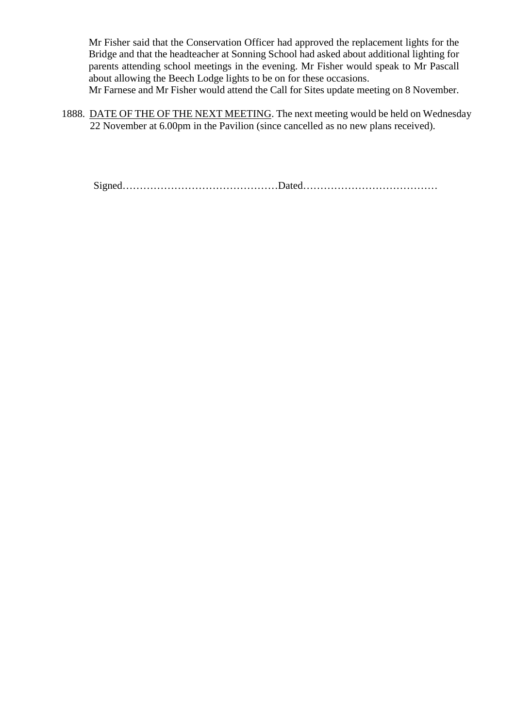Mr Fisher said that the Conservation Officer had approved the replacement lights for the Bridge and that the headteacher at Sonning School had asked about additional lighting for parents attending school meetings in the evening. Mr Fisher would speak to Mr Pascall about allowing the Beech Lodge lights to be on for these occasions.
Mr Farnese and Mr Fisher would attend the Call for Sites update meeting on 8 November.

1888. DATE OF THE OF THE NEXT MEETING. The next meeting would be held on Wednesday 22 November at 6.00pm in the Pavilion (since cancelled as no new plans received).

Signed………………………………………Dated…………………………………